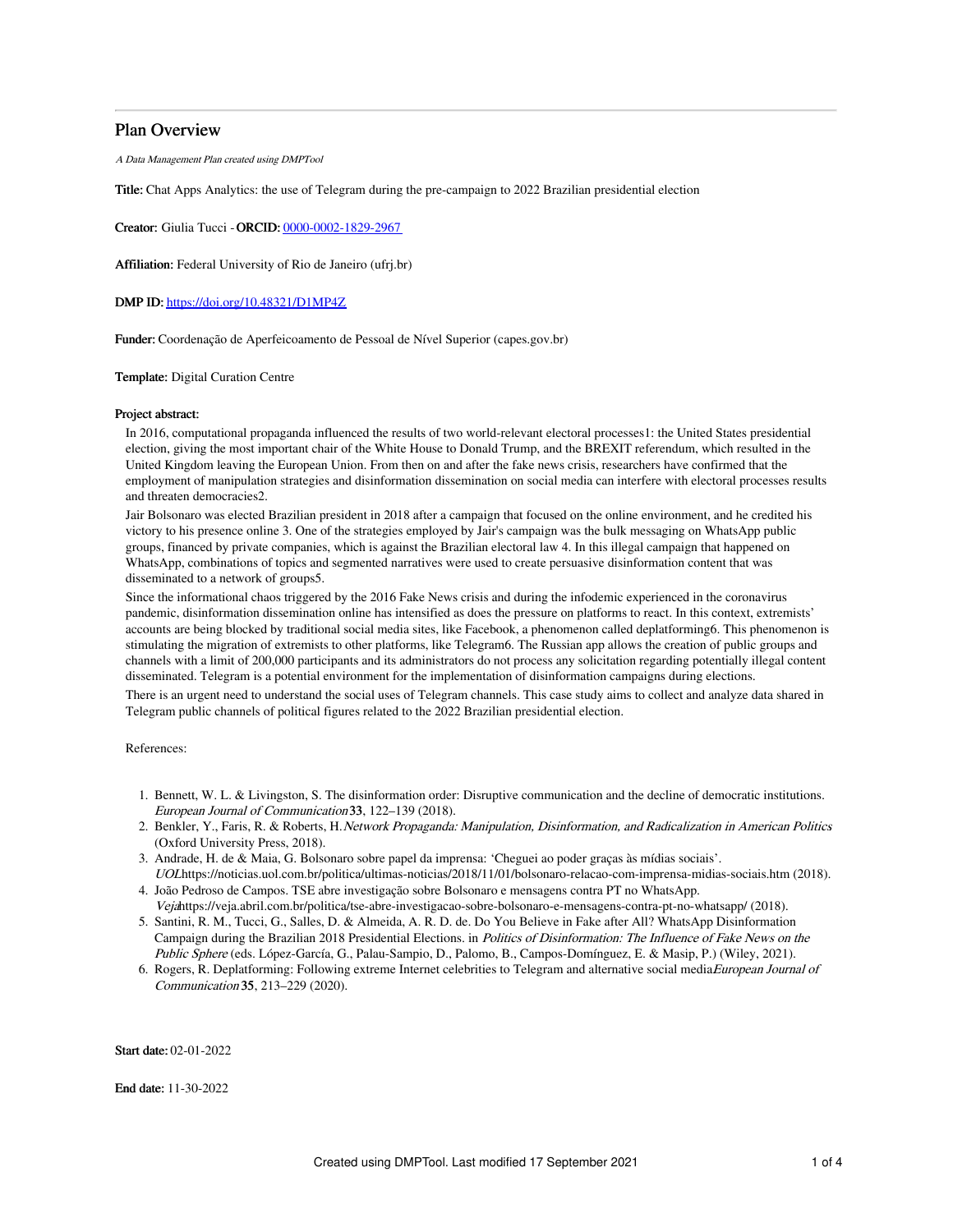# Plan Overview

*A Data Management Plan created using DMPTool*

**Title:** Chat Apps Analytics: the use of Telegram during the pre-campaign to 2022 Brazilian presidential election

**Creator:** Giulia Tucci - **ORCID:** 0000-0002-1829-2967

**Affiliation:** Federal University of Rio de Janeiro (ufrj.br)

**DMP ID:** https://doi.org/10.48321/D1MP4Z

**Funder:** Coordenação de Aperfeicoamento de Pessoal de Nível Superior (capes.gov.br)

**Template:** Digital Curation Centre

**Project abstract:**

In 2016, computational propaganda influenced the results of two world-relevant electoral processes1: the United States presidential election, giving the most important chair of the White House to Donald Trump, and the BREXIT referendum, which resulted in the United Kingdom leaving the European Union. From then on and after the fake news crisis, researchers have confirmed that the employment of manipulation strategies and disinformation dissemination on social media can interfere with electoral processes results and threaten democracies2.

Jair Bolsonaro was elected Brazilian president in 2018 after a campaign that focused on the online environment, and he credited his victory to his presence online 3. One of the strategies employed by Jair's campaign was the bulk messaging on WhatsApp public groups, financed by private companies, which is against the Brazilian electoral law 4. In this illegal campaign that happened on WhatsApp, combinations of topics and segmented narratives were used to create persuasive disinformation content that was disseminated to a network of groups5.

Since the informational chaos triggered by the 2016 Fake News crisis and during the infodemic experienced in the coronavirus pandemic, disinformation dissemination online has intensified as does the pressure on platforms to react. In this context, extremists' accounts are being blocked by traditional social media sites, like Facebook, a phenomenon called deplatforming6. This phenomenon is stimulating the migration of extremists to other platforms, like Telegram6. The Russian app allows the creation of public groups and channels with a limit of 200,000 participants and its administrators do not process any solicitation regarding potentially illegal content disseminated. Telegram is a potential environment for the implementation of disinformation campaigns during elections.

There is an urgent need to understand the social uses of Telegram channels. This case study aims to collect and analyze data shared in Telegram public channels of political figures related to the 2022 Brazilian presidential election.

References:

1. Bennett, W. L. & Livingston, S. The disinformation order: Disruptive communication and the decline of democratic institutions. *European Journal of Communication* **33**, 122–139 (2018).
2. Benkler, Y., Faris, R. & Roberts, H. *Network Propaganda: Manipulation, Disinformation, and Radicalization in American Politics* (Oxford University Press, 2018).
3. Andrade, H. de & Maia, G. Bolsonaro sobre papel da imprensa: 'Cheguei ao poder graças às mídias sociais'. *UOL* https://noticias.uol.com.br/politica/ultimas-noticias/2018/11/01/bolsonaro-relacao-com-imprensa-midias-sociais.htm (2018).
4. João Pedroso de Campos. TSE abre investigação sobre Bolsonaro e mensagens contra PT no WhatsApp. *Veja* https://veja.abril.com.br/politica/tse-abre-investigacao-sobre-bolsonaro-e-mensagens-contra-pt-no-whatsapp/ (2018).
5. Santini, R. M., Tucci, G., Salles, D. & Almeida, A. R. D. de. Do You Believe in Fake after All? WhatsApp Disinformation Campaign during the Brazilian 2018 Presidential Elections. in *Politics of Disinformation: The Influence of Fake News on the Public Sphere* (eds. López-García, G., Palau-Sampio, D., Palomo, B., Campos-Domínguez, E. & Masip, P.) (Wiley, 2021).
6. Rogers, R. Deplatforming: Following extreme Internet celebrities to Telegram and alternative social media *European Journal of Communication* **35**, 213–229 (2020).

**Start date:** 02-01-2022

**End date:** 11-30-2022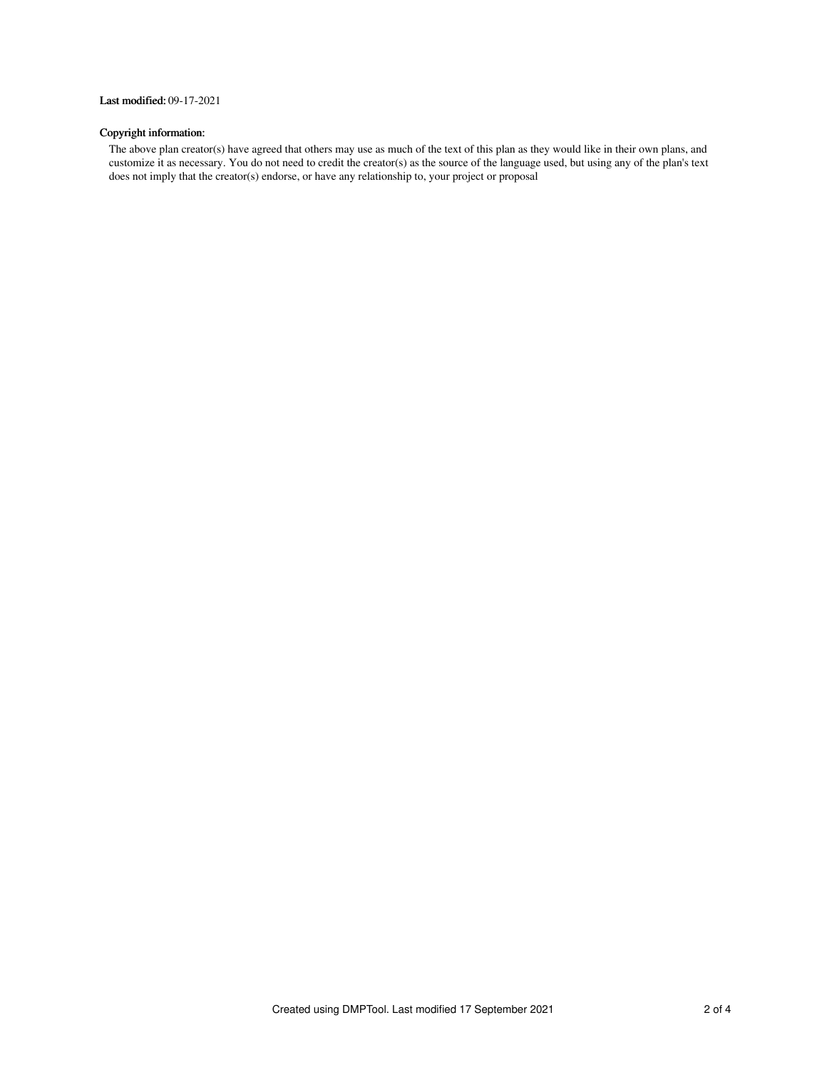**Last modified:** 09-17-2021

**Copyright information:**

The above plan creator(s) have agreed that others may use as much of the text of this plan as they would like in their own plans, and customize it as necessary. You do not need to credit the creator(s) as the source of the language used, but using any of the plan's text does not imply that the creator(s) endorse, or have any relationship to, your project or proposal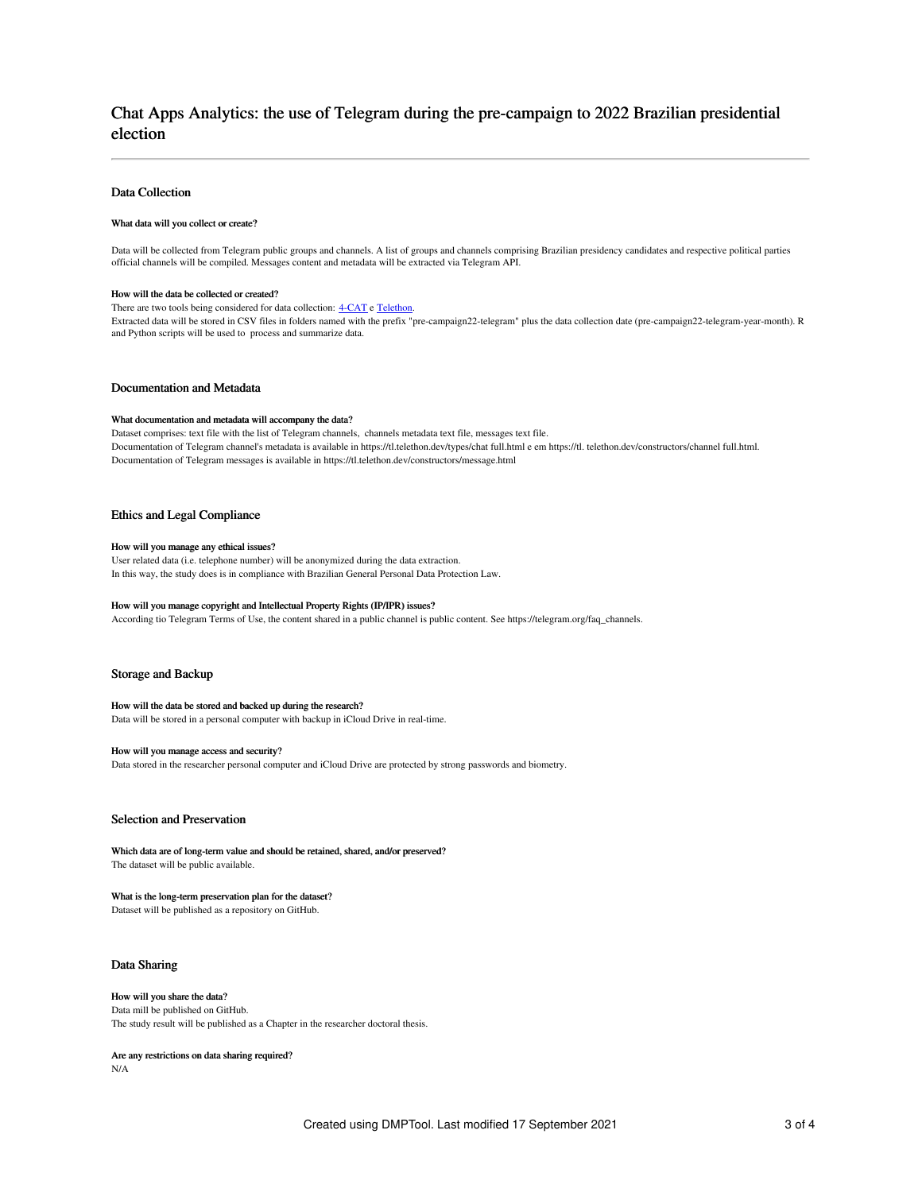# Chat Apps Analytics: the use of Telegram during the pre-campaign to 2022 Brazilian presidential election

## Data Collection

#### What data will you collect or create?

Data will be collected from Telegram public groups and channels. A list of groups and channels comprising Brazilian presidency candidates and respective political parties official channels will be compiled. Messages content and metadata will be extracted via Telegram API.

#### How will the data be collected or created?

There are two tools being considered for data collection: 4-CAT e Telethon.

Extracted data will be stored in CSV files in folders named with the prefix "pre-campaign22-telegram" plus the data collection date (pre-campaign22-telegram-year-month). R and Python scripts will be used to process and summarize data.

## Documentation and Metadata

#### What documentation and metadata will accompany the data?

Dataset comprises: text file with the list of Telegram channels, channels metadata text file, messages text file.

Documentation of Telegram channel's metadata is available in https://tl.telethon.dev/types/chat full.html e em https://tl. telethon.dev/constructors/channel full.html.

Documentation of Telegram messages is available in https://tl.telethon.dev/constructors/message.html

## Ethics and Legal Compliance

#### How will you manage any ethical issues?

User related data (i.e. telephone number) will be anonymized during the data extraction.

In this way, the study does is in compliance with Brazilian General Personal Data Protection Law.

#### How will you manage copyright and Intellectual Property Rights (IP/IPR) issues?

According tio Telegram Terms of Use, the content shared in a public channel is public content. See https://telegram.org/faq_channels.

## Storage and Backup

#### How will the data be stored and backed up during the research?

Data will be stored in a personal computer with backup in iCloud Drive in real-time.

#### How will you manage access and security?

Data stored in the researcher personal computer and iCloud Drive are protected by strong passwords and biometry.

## Selection and Preservation

#### Which data are of long-term value and should be retained, shared, and/or preserved?

The dataset will be public available.

#### What is the long-term preservation plan for the dataset?

Dataset will be published as a repository on GitHub.

## Data Sharing

#### How will you share the data?

Data mill be published on GitHub.

The study result will be published as a Chapter in the researcher doctoral thesis.

#### Are any restrictions on data sharing required?

N/A

Created using DMPTool. Last modified 17 September 2021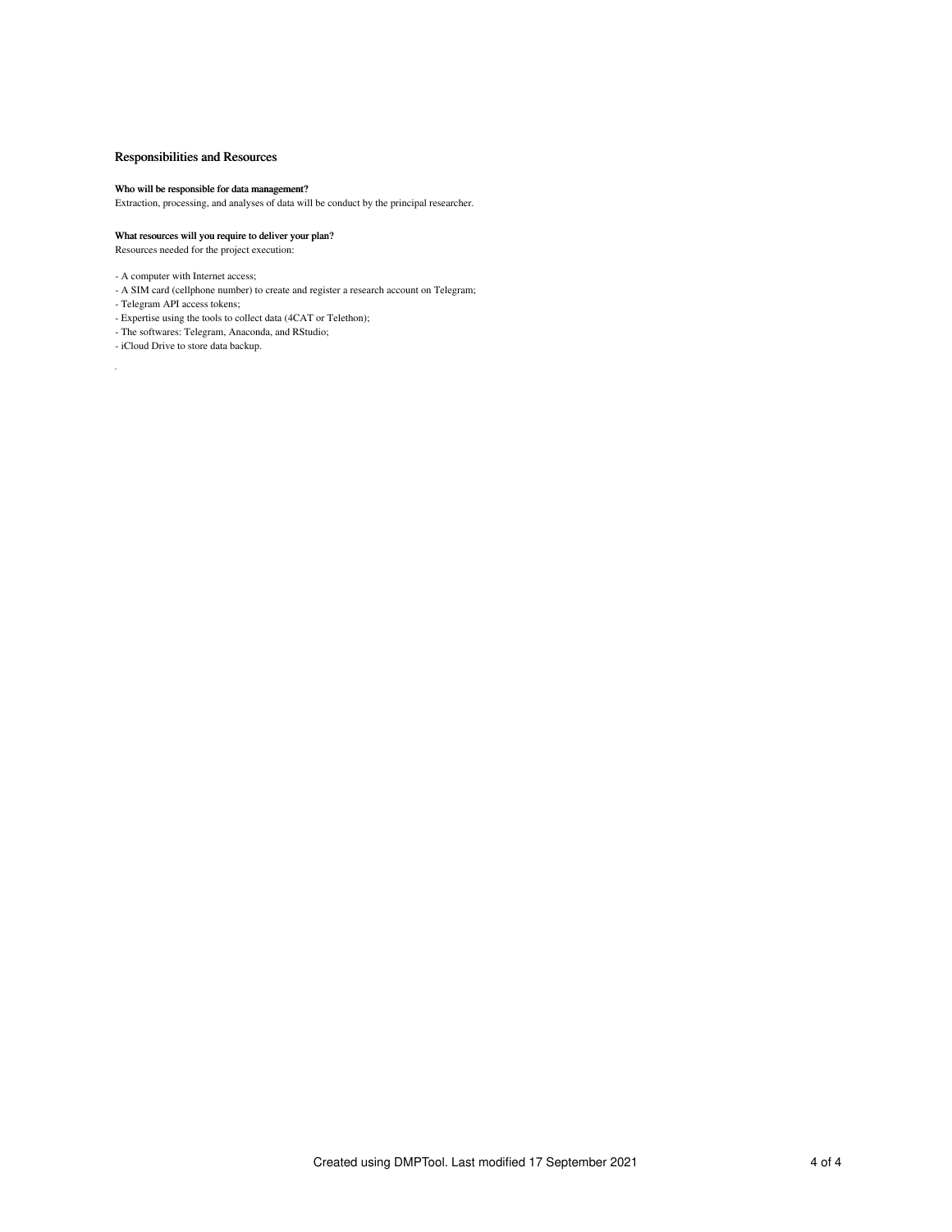## Responsibilities and Resources

**Who will be responsible for data management?**

Extraction, processing, and analyses of data will be conduct by the principal researcher.

**What resources will you require to deliver your plan?**

Resources needed for the project execution:

- A computer with Internet access;
- A SIM card (cellphone number) to create and register a research account on Telegram;
- Telegram API access tokens;
- Expertise using the tools to collect data (4CAT or Telethon);
- The softwares: Telegram, Anaconda, and RStudio;
- iCloud Drive to store data backup.